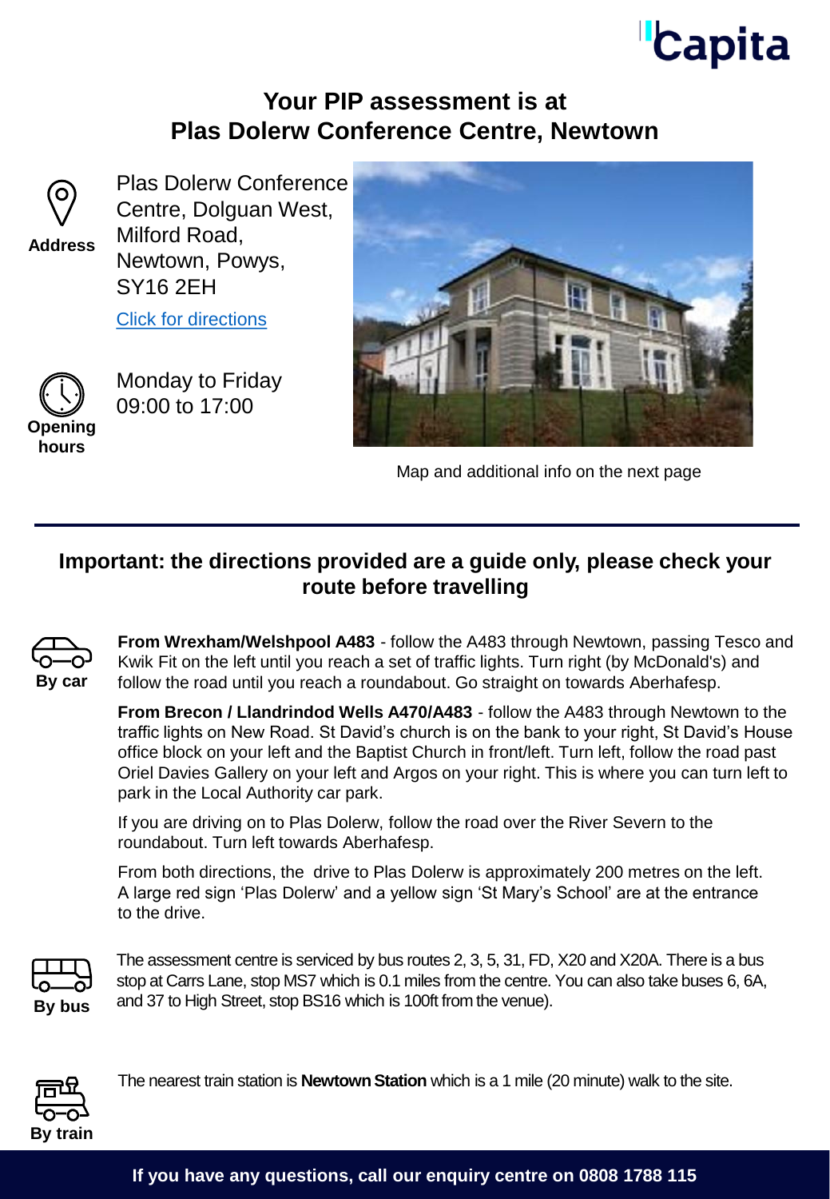# Your PIP assessment is at Plas Dolerw Conference Centre, Newtown

**Address**

Plas Dolerw Conference Centre, Dolguan West, Milford Road, Newtown, Powys, SY16 2EH

[Click for directions]

**Opening hours**

Monday to Friday
09:00 to 17:00

Map and additional info on the next page

## Important: the directions provided are a guide only, please check your route before travelling

**By car**

**From Wrexham/Welshpool A483** - follow the A483 through Newtown, passing Tesco and Kwik Fit on the left until you reach a set of traffic lights. Turn right (by McDonald's) and follow the road until you reach a roundabout. Go straight on towards Aberhafesp.

**From Brecon / Llandrindod Wells A470/A483** - follow the A483 through Newtown to the traffic lights on New Road. St David's church is on the bank to your right, St David's House office block on your left and the Baptist Church in front/left. Turn left, follow the road past Oriel Davies Gallery on your left and Argos on your right. This is where you can turn left to park in the Local Authority car park.

If you are driving on to Plas Dolerw, follow the road over the River Severn to the roundabout. Turn left towards Aberhafesp.

From both directions, the drive to Plas Dolerw is approximately 200 metres on the left. A large red sign 'Plas Dolerw' and a yellow sign 'St Mary's School' are at the entrance to the drive.

**By bus**

The assessment centre is serviced by bus routes 2, 3, 5, 31, FD, X20 and X20A. There is a bus stop at Carrs Lane, stop MS7 which is 0.1 miles from the centre. You can also take buses 6, 6A, and 37 to High Street, stop BS16 which is 100ft from the venue).

**By train**

The nearest train station is **Newtown Station** which is a 1 mile (20 minute) walk to the site.

**If you have any questions, call our enquiry centre on 0808 1788 115**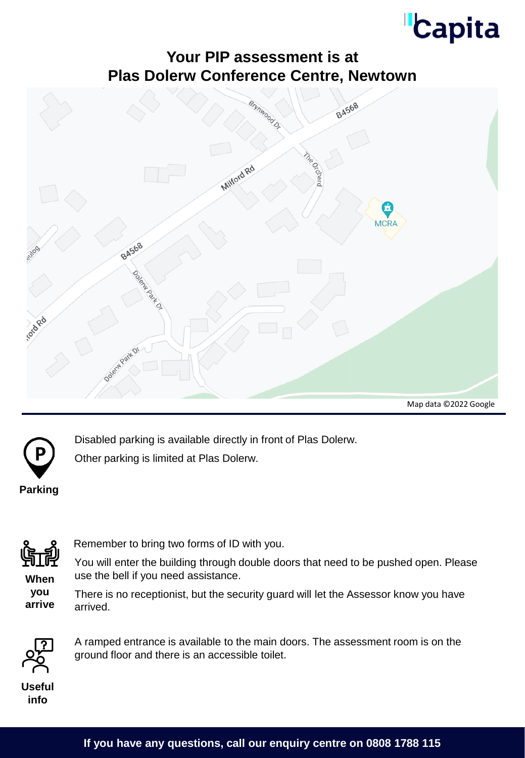Capita

# Your PIP assessment is at Plas Dolerw Conference Centre, Newtown

Brynwood Dr
B4568
The Orchard
Milford Rd
MCRA
B4568
Dolerw Park Dr
Dolerw Park Dr
Map data ©2022 Google

**Parking**

Disabled parking is available directly in front of Plas Dolerw.

Other parking is limited at Plas Dolerw.

**When you arrive**

Remember to bring two forms of ID with you.

You will enter the building through double doors that need to be pushed open. Please use the bell if you need assistance.

There is no receptionist, but the security guard will let the Assessor know you have arrived.

**Useful info**

A ramped entrance is available to the main doors. The assessment room is on the ground floor and there is an accessible toilet.

**If you have any questions, call our enquiry centre on 0808 1788 115**